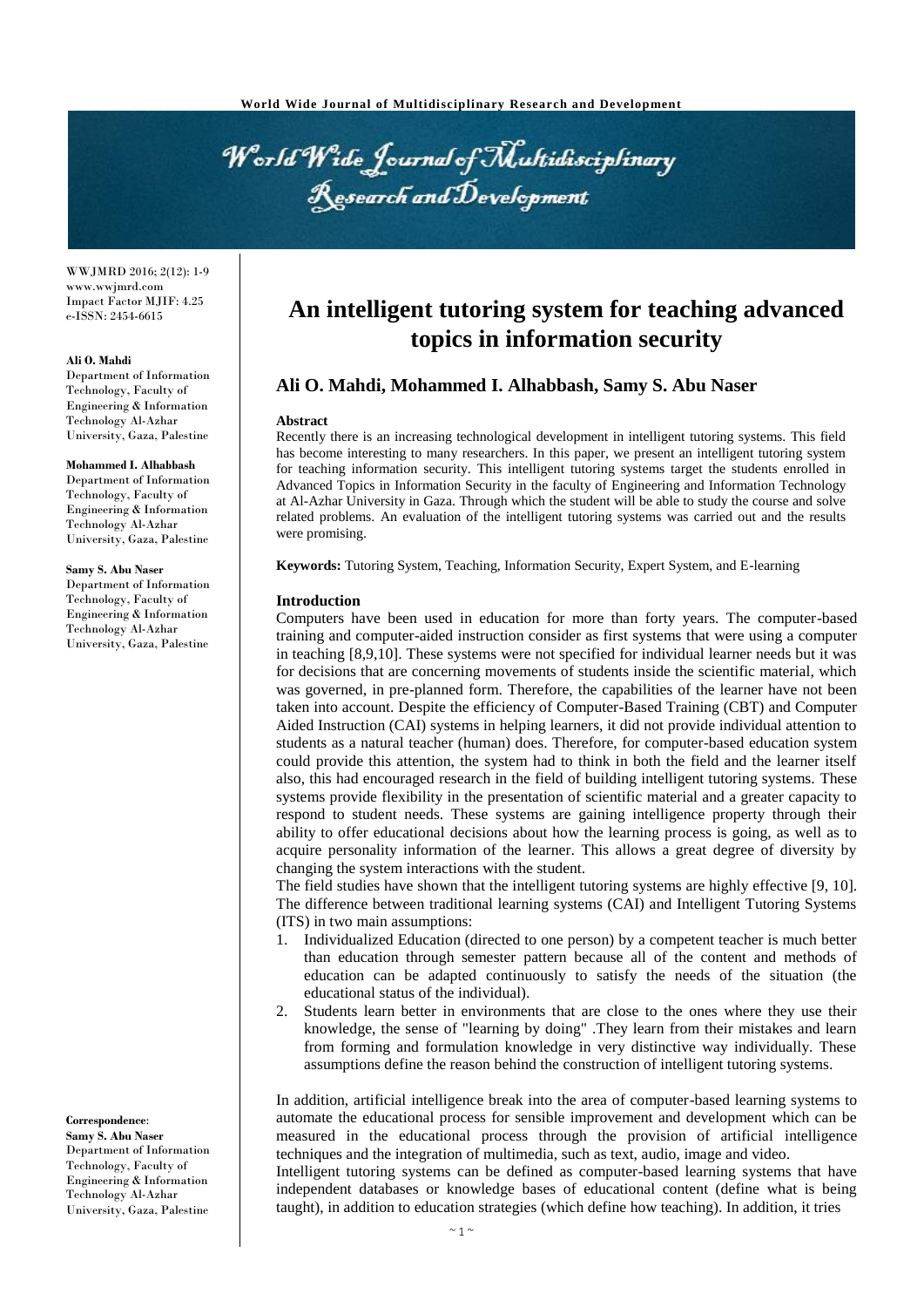# An intelligent tutoring system for teaching advanced topics in information security

**Ali O. Mahdi, Mohammed I. Alhabbash, Samy S. Abu Naser**

**Ali O. Mahdi**
Department of Information Technology, Faculty of Engineering & Information Technology Al-Azhar University, Gaza, Palestine

**Mohammed I. Alhabbash**
Department of Information Technology, Faculty of Engineering & Information Technology Al-Azhar University, Gaza, Palestine

**Samy S. Abu Naser**
Department of Information Technology, Faculty of Engineering & Information Technology Al-Azhar University, Gaza, Palestine

**Correspondence**:
**Samy S. Abu Naser**
Department of Information Technology, Faculty of Engineering & Information Technology Al-Azhar University, Gaza, Palestine

## Abstract

Recently there is an increasing technological development in intelligent tutoring systems. This field has become interesting to many researchers. In this paper, we present an intelligent tutoring system for teaching information security. This intelligent tutoring systems target the students enrolled in Advanced Topics in Information Security in the faculty of Engineering and Information Technology at Al-Azhar University in Gaza. Through which the student will be able to study the course and solve related problems. An evaluation of the intelligent tutoring systems was carried out and the results were promising.

**Keywords:** Tutoring System, Teaching, Information Security, Expert System, and E-learning

## Introduction

Computers have been used in education for more than forty years. The computer-based training and computer-aided instruction consider as first systems that were using a computer in teaching [8,9,10]. These systems were not specified for individual learner needs but it was for decisions that are concerning movements of students inside the scientific material, which was governed, in pre-planned form. Therefore, the capabilities of the learner have not been taken into account. Despite the efficiency of Computer-Based Training (CBT) and Computer Aided Instruction (CAI) systems in helping learners, it did not provide individual attention to students as a natural teacher (human) does. Therefore, for computer-based education system could provide this attention, the system had to think in both the field and the learner itself also, this had encouraged research in the field of building intelligent tutoring systems. These systems provide flexibility in the presentation of scientific material and a greater capacity to respond to student needs. These systems are gaining intelligence property through their ability to offer educational decisions about how the learning process is going, as well as to acquire personality information of the learner. This allows a great degree of diversity by changing the system interactions with the student.

The field studies have shown that the intelligent tutoring systems are highly effective [9, 10]. The difference between traditional learning systems (CAI) and Intelligent Tutoring Systems (ITS) in two main assumptions:

1. Individualized Education (directed to one person) by a competent teacher is much better than education through semester pattern because all of the content and methods of education can be adapted continuously to satisfy the needs of the situation (the educational status of the individual).
2. Students learn better in environments that are close to the ones where they use their knowledge, the sense of "learning by doing" .They learn from their mistakes and learn from forming and formulation knowledge in very distinctive way individually. These assumptions define the reason behind the construction of intelligent tutoring systems.

In addition, artificial intelligence break into the area of computer-based learning systems to automate the educational process for sensible improvement and development which can be measured in the educational process through the provision of artificial intelligence techniques and the integration of multimedia, such as text, audio, image and video.

Intelligent tutoring systems can be defined as computer-based learning systems that have independent databases or knowledge bases of educational content (define what is being taught), in addition to education strategies (which define how teaching). In addition, it tries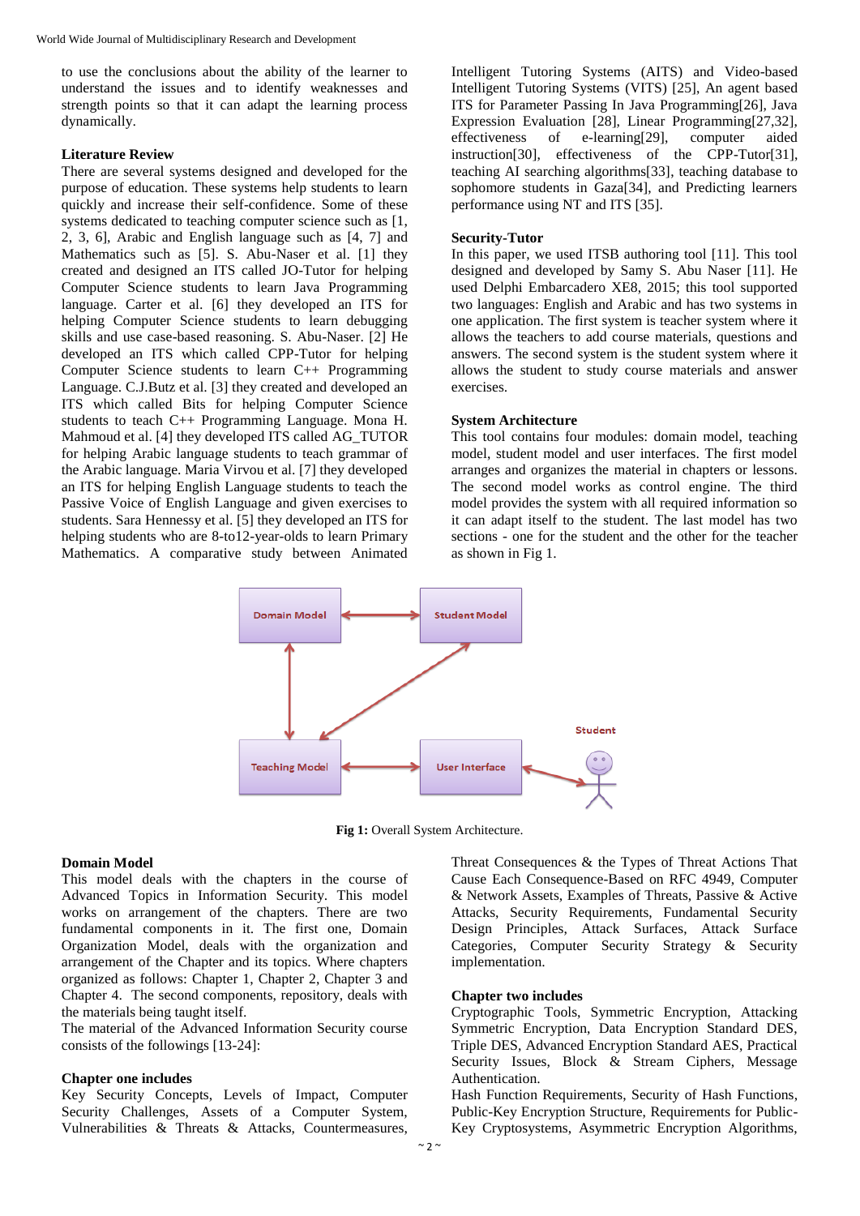to use the conclusions about the ability of the learner to understand the issues and to identify weaknesses and strength points so that it can adapt the learning process dynamically.

## Literature Review

There are several systems designed and developed for the purpose of education. These systems help students to learn quickly and increase their self-confidence. Some of these systems dedicated to teaching computer science such as [1, 2, 3, 6], Arabic and English language such as [4, 7] and Mathematics such as [5]. S. Abu-Naser et al. [1] they created and designed an ITS called JO-Tutor for helping Computer Science students to learn Java Programming language. Carter et al. [6] they developed an ITS for helping Computer Science students to learn debugging skills and use case-based reasoning. S. Abu-Naser. [2] He developed an ITS which called CPP-Tutor for helping Computer Science students to learn C++ Programming Language. C.J.Butz et al. [3] they created and developed an ITS which called Bits for helping Computer Science students to teach C++ Programming Language. Mona H. Mahmoud et al. [4] they developed ITS called AG_TUTOR for helping Arabic language students to teach grammar of the Arabic language. Maria Virvou et al. [7] they developed an ITS for helping English Language students to teach the Passive Voice of English Language and given exercises to students. Sara Hennessy et al. [5] they developed an ITS for helping students who are 8-to12-year-olds to learn Primary Mathematics. A comparative study between Animated Intelligent Tutoring Systems (AITS) and Video-based Intelligent Tutoring Systems (VITS) [25], An agent based ITS for Parameter Passing In Java Programming[26], Java Expression Evaluation [28], Linear Programming[27,32], effectiveness of e-learning[29], computer aided instruction[30], effectiveness of the CPP-Tutor[31], teaching AI searching algorithms[33], teaching database to sophomore students in Gaza[34], and Predicting learners performance using NT and ITS [35].

## Security-Tutor

In this paper, we used ITSB authoring tool [11]. This tool designed and developed by Samy S. Abu Naser [11]. He used Delphi Embarcadero XE8, 2015; this tool supported two languages: English and Arabic and has two systems in one application. The first system is teacher system where it allows the teachers to add course materials, questions and answers. The second system is the student system where it allows the student to study course materials and answer exercises.

## System Architecture

This tool contains four modules: domain model, teaching model, student model and user interfaces. The first model arranges and organizes the material in chapters or lessons. The second model works as control engine. The third model provides the system with all required information so it can adapt itself to the student. The last model has two sections - one for the student and the other for the teacher as shown in Fig 1.

**Fig 1:** Overall System Architecture.

## Domain Model

This model deals with the chapters in the course of Advanced Topics in Information Security. This model works on arrangement of the chapters. There are two fundamental components in it. The first one, Domain Organization Model, deals with the organization and arrangement of the Chapter and its topics. Where chapters organized as follows: Chapter 1, Chapter 2, Chapter 3 and Chapter 4. The second components, repository, deals with the materials being taught itself.

The material of the Advanced Information Security course consists of the followings [13-24]:

### Chapter one includes

Key Security Concepts, Levels of Impact, Computer Security Challenges, Assets of a Computer System, Vulnerabilities & Threats & Attacks, Countermeasures, Threat Consequences & the Types of Threat Actions That Cause Each Consequence-Based on RFC 4949, Computer & Network Assets, Examples of Threats, Passive & Active Attacks, Security Requirements, Fundamental Security Design Principles, Attack Surfaces, Attack Surface Categories, Computer Security Strategy & Security implementation.

### Chapter two includes

Cryptographic Tools, Symmetric Encryption, Attacking Symmetric Encryption, Data Encryption Standard DES, Triple DES, Advanced Encryption Standard AES, Practical Security Issues, Block & Stream Ciphers, Message Authentication.

Hash Function Requirements, Security of Hash Functions, Public-Key Encryption Structure, Requirements for Public-Key Cryptosystems, Asymmetric Encryption Algorithms,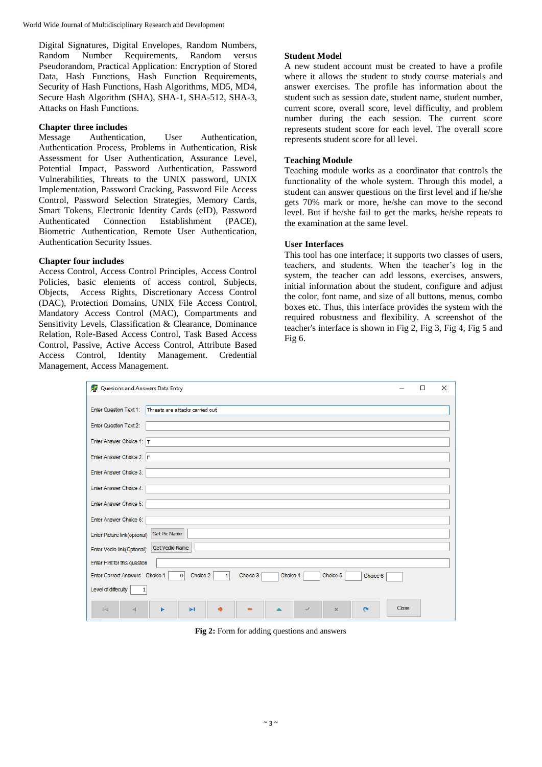Digital Signatures, Digital Envelopes, Random Numbers, Random Number Requirements, Random versus Pseudorandom, Practical Application: Encryption of Stored Data, Hash Functions, Hash Function Requirements, Security of Hash Functions, Hash Algorithms, MD5, MD4, Secure Hash Algorithm (SHA), SHA-1, SHA-512, SHA-3, Attacks on Hash Functions.

**Chapter three includes**

Message Authentication, User Authentication, Authentication Process, Problems in Authentication, Risk Assessment for User Authentication, Assurance Level, Potential Impact, Password Authentication, Password Vulnerabilities, Threats to the UNIX password, UNIX Implementation, Password Cracking, Password File Access Control, Password Selection Strategies, Memory Cards, Smart Tokens, Electronic Identity Cards (eID), Password Authenticated Connection Establishment (PACE), Biometric Authentication, Remote User Authentication, Authentication Security Issues.

**Chapter four includes**

Access Control, Access Control Principles, Access Control Policies, basic elements of access control, Subjects, Objects, Access Rights, Discretionary Access Control (DAC), Protection Domains, UNIX File Access Control, Mandatory Access Control (MAC), Compartments and Sensitivity Levels, Classification & Clearance, Dominance Relation, Role-Based Access Control, Task Based Access Control, Passive, Active Access Control, Attribute Based Access Control, Identity Management. Credential Management, Access Management.

**Student Model**

A new student account must be created to have a profile where it allows the student to study course materials and answer exercises. The profile has information about the student such as session date, student name, student number, current score, overall score, level difficulty, and problem number during the each session. The current score represents student score for each level. The overall score represents student score for all level.

**Teaching Module**

Teaching module works as a coordinator that controls the functionality of the whole system. Through this model, a student can answer questions on the first level and if he/she gets 70% mark or more, he/she can move to the second level. But if he/she fail to get the marks, he/she repeats to the examination at the same level.

**User Interfaces**

This tool has one interface; it supports two classes of users, teachers, and students. When the teacher's log in the system, the teacher can add lessons, exercises, answers, initial information about the student, configure and adjust the color, font name, and size of all buttons, menus, combo boxes etc. Thus, this interface provides the system with the required robustness and flexibility. A screenshot of the teacher's interface is shown in Fig 2, Fig 3, Fig 4, Fig 5 and Fig 6.

**Fig 2:** Form for adding questions and answers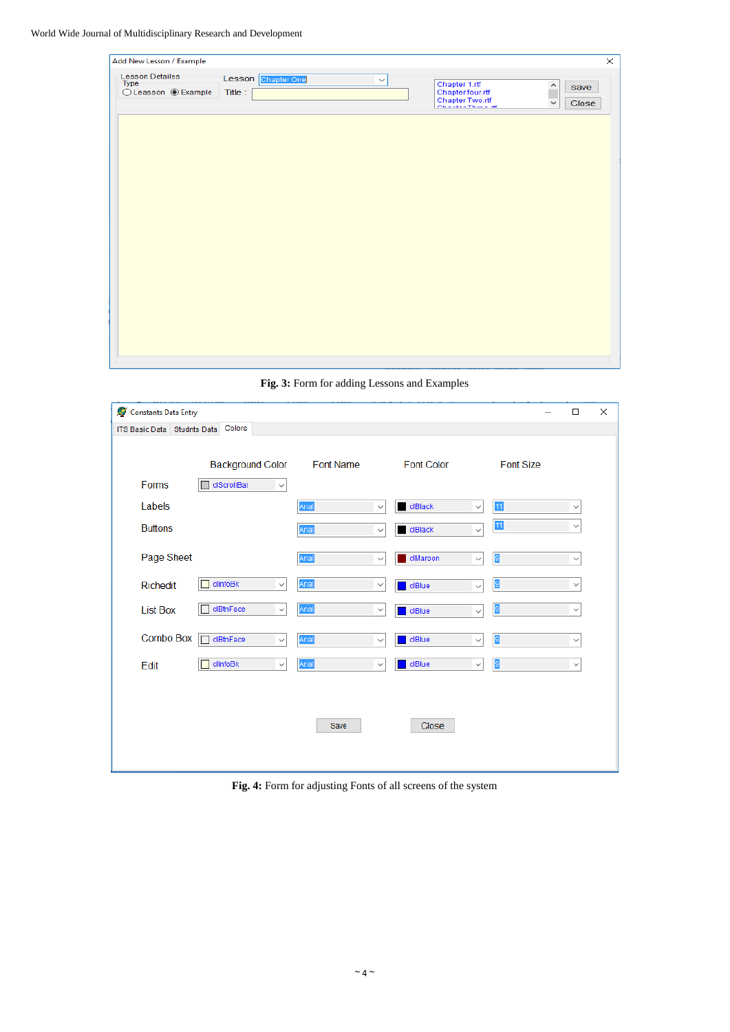**Fig. 3:** Form for adding Lessons and Examples

**Fig. 4:** Form for adjusting Fonts of all screens of the system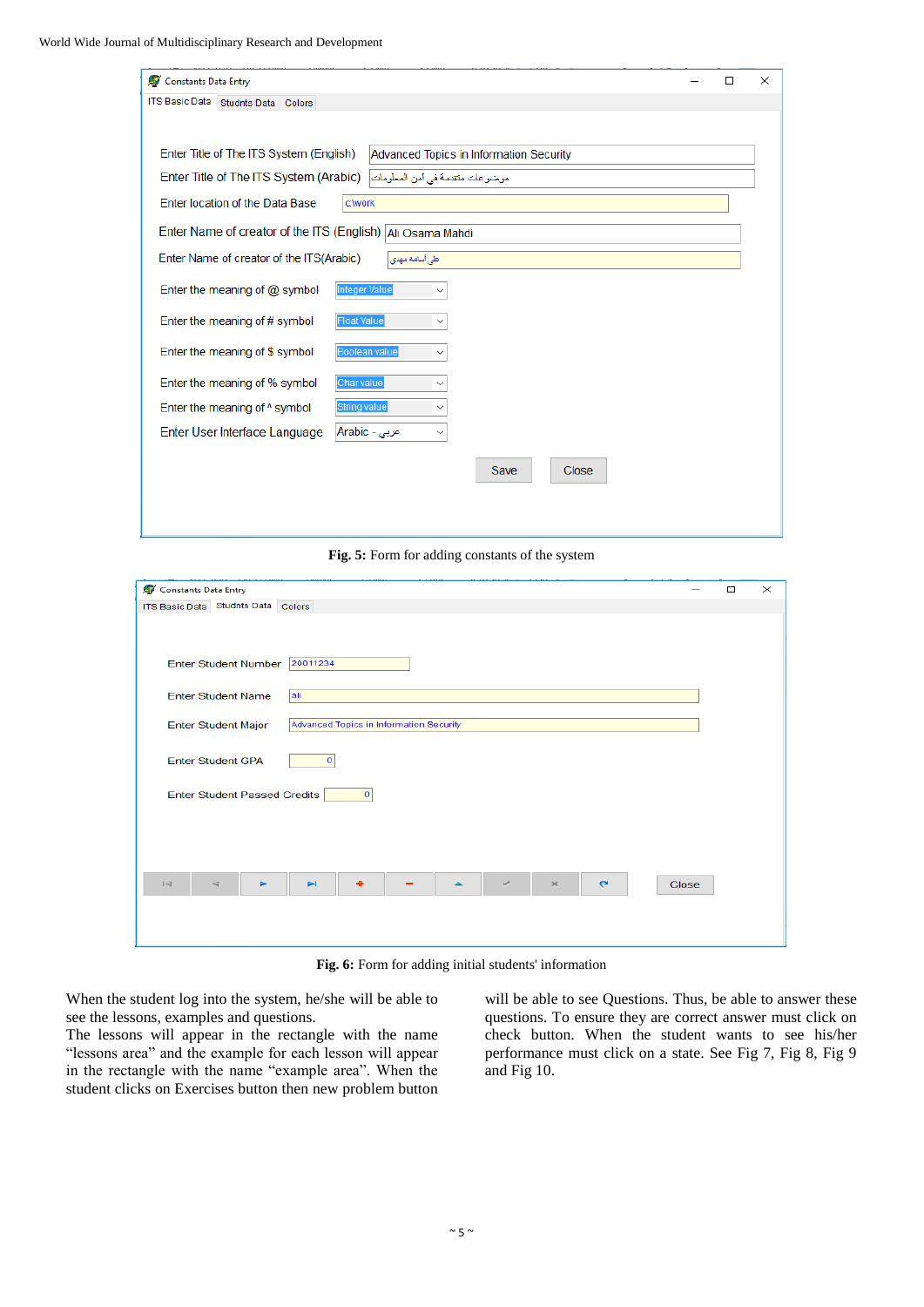Fig. 5: Form for adding constants of the system

Fig. 6: Form for adding initial students' information

When the student log into the system, he/she will be able to see the lessons, examples and questions.

The lessons will appear in the rectangle with the name "lessons area" and the example for each lesson will appear in the rectangle with the name "example area". When the student clicks on Exercises button then new problem button will be able to see Questions. Thus, be able to answer these questions. To ensure they are correct answer must click on check button. When the student wants to see his/her performance must click on a state. See Fig 7, Fig 8, Fig 9 and Fig 10.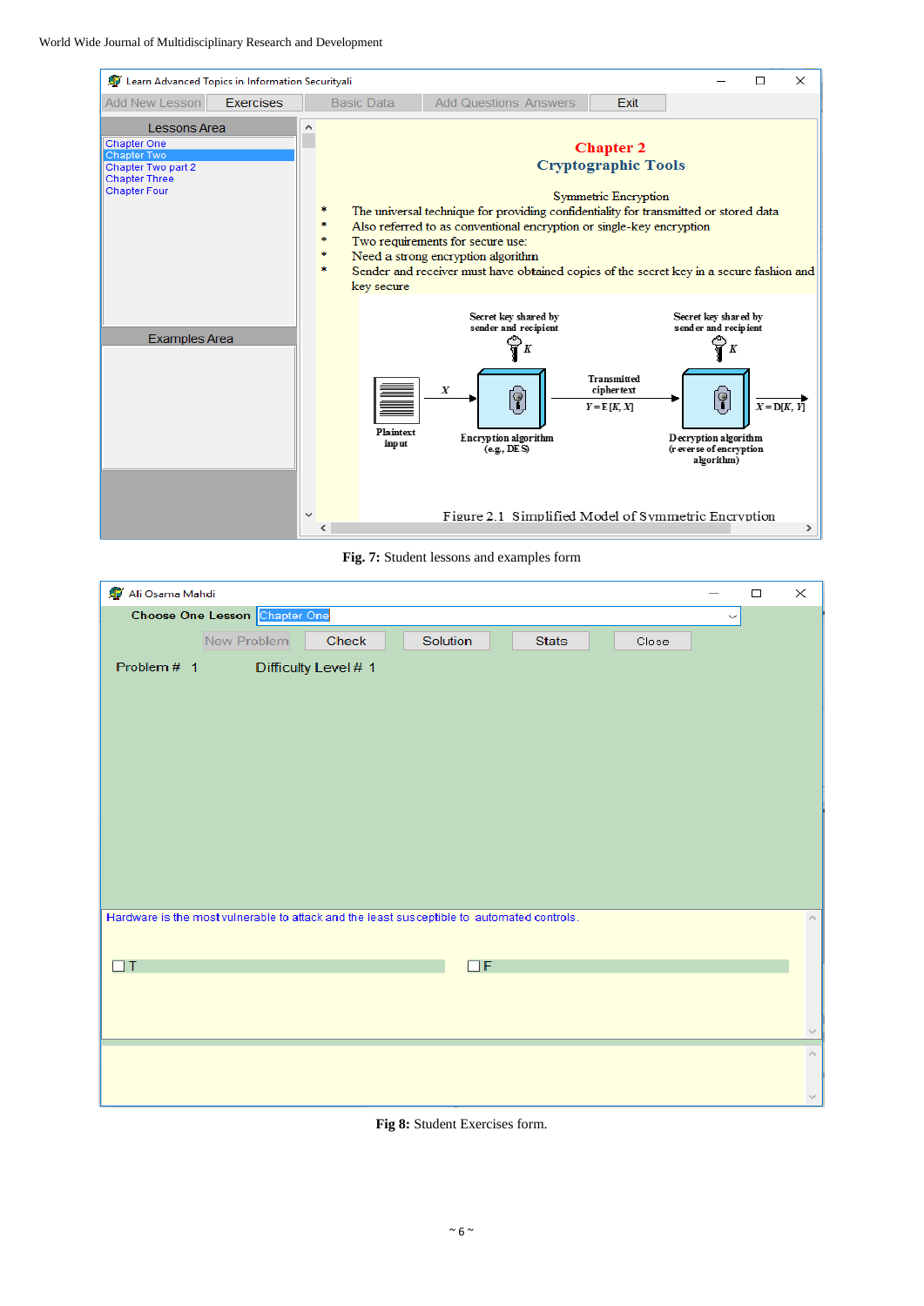Fig. 7: Student lessons and examples form

Fig 8: Student Exercises form.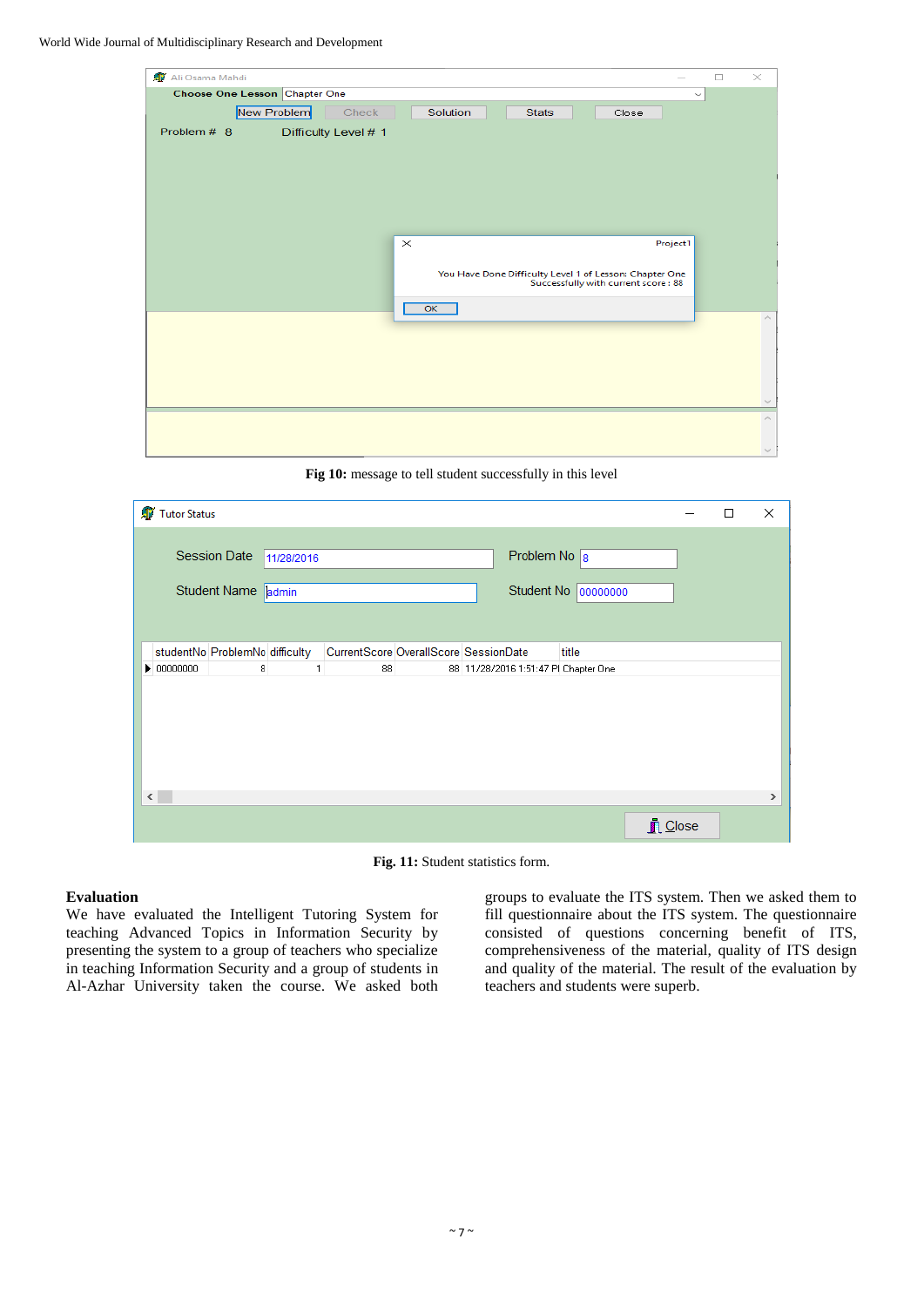Fig 10: message to tell student successfully in this level

Fig. 11: Student statistics form.

**Evaluation**

We have evaluated the Intelligent Tutoring System for teaching Advanced Topics in Information Security by presenting the system to a group of teachers who specialize in teaching Information Security and a group of students in Al-Azhar University taken the course. We asked both groups to evaluate the ITS system. Then we asked them to fill questionnaire about the ITS system. The questionnaire consisted of questions concerning benefit of ITS, comprehensiveness of the material, quality of ITS design and quality of the material. The result of the evaluation by teachers and students were superb.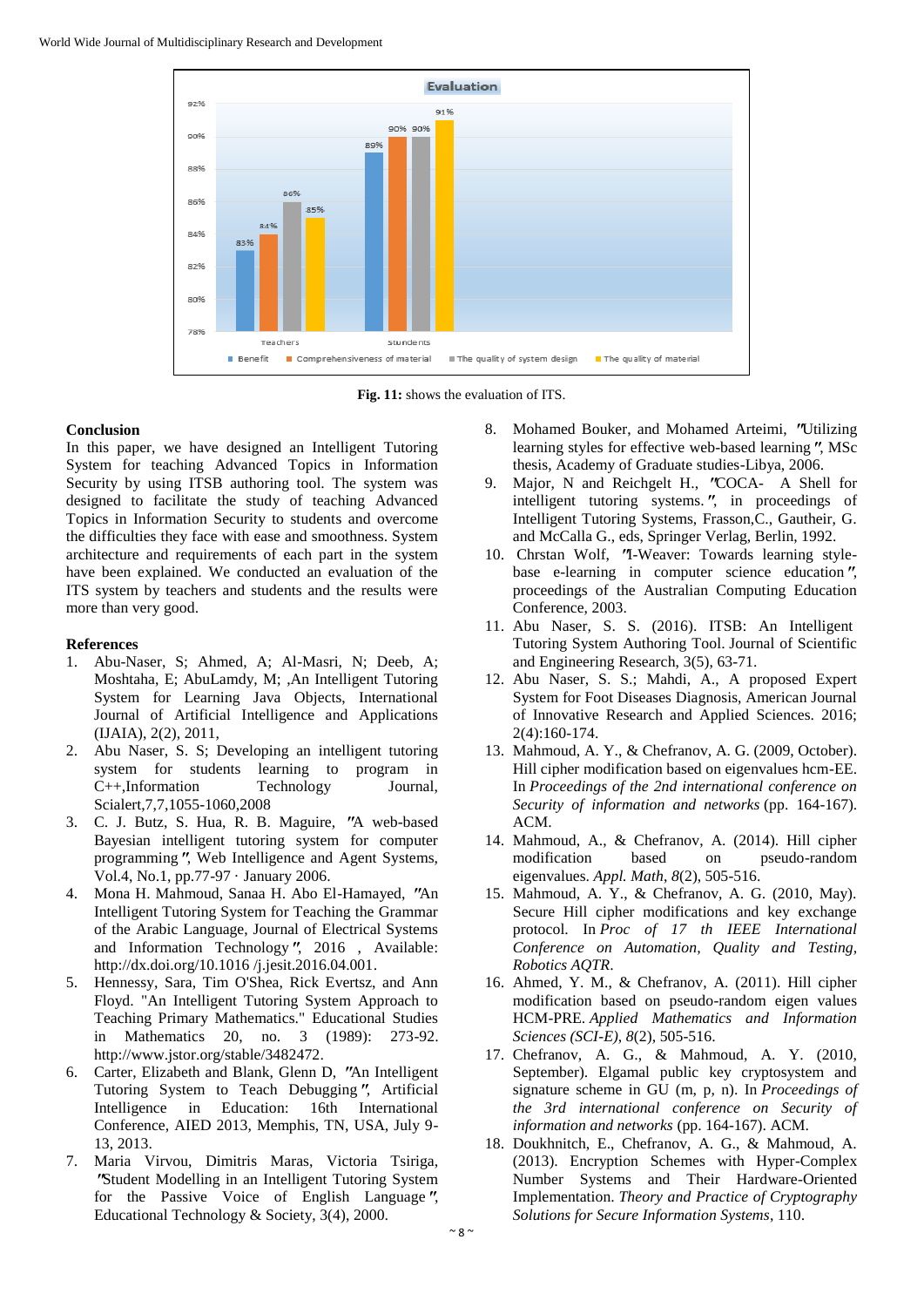**Fig. 11:** shows the evaluation of ITS.

## Conclusion

In this paper, we have designed an Intelligent Tutoring System for teaching Advanced Topics in Information Security by using ITSB authoring tool. The system was designed to facilitate the study of teaching Advanced Topics in Information Security to students and overcome the difficulties they face with ease and smoothness. System architecture and requirements of each part in the system have been explained. We conducted an evaluation of the ITS system by teachers and students and the results were more than very good.

## References

1. Abu-Naser, S; Ahmed, A; Al-Masri, N; Deeb, A; Moshtaha, E; AbuLamdy, M; ,An Intelligent Tutoring System for Learning Java Objects, International Journal of Artificial Intelligence and Applications (IJAIA), 2(2), 2011,
2. Abu Naser, S. S; Developing an intelligent tutoring system for students learning to program in C++,Information Technology Journal, Scialert,7,7,1055-1060,2008
3. C. J. Butz, S. Hua, R. B. Maguire, ″A web-based Bayesian intelligent tutoring system for computer programming″, Web Intelligence and Agent Systems, Vol.4, No.1, pp.77-97 · January 2006.
4. Mona H. Mahmoud, Sanaa H. Abo El-Hamayed, ″An Intelligent Tutoring System for Teaching the Grammar of the Arabic Language, Journal of Electrical Systems and Information Technology″, 2016 , Available: http://dx.doi.org/10.1016 /j.jesit.2016.04.001.
5. Hennessy, Sara, Tim O'Shea, Rick Evertsz, and Ann Floyd. "An Intelligent Tutoring System Approach to Teaching Primary Mathematics." Educational Studies in Mathematics 20, no. 3 (1989): 273-92. http://www.jstor.org/stable/3482472.
6. Carter, Elizabeth and Blank, Glenn D, ″An Intelligent Tutoring System to Teach Debugging″, Artificial Intelligence in Education: 16th International Conference, AIED 2013, Memphis, TN, USA, July 9-13, 2013.
7. Maria Virvou, Dimitris Maras, Victoria Tsiriga, ″Student Modelling in an Intelligent Tutoring System for the Passive Voice of English Language″, Educational Technology & Society, 3(4), 2000.
8. Mohamed Bouker, and Mohamed Arteimi, ″Utilizing learning styles for effective web-based learning″, MSc thesis, Academy of Graduate studies-Libya, 2006.
9. Major, N and Reichgelt H., ″COCA- A Shell for intelligent tutoring systems.″, in proceedings of Intelligent Tutoring Systems, Frasson,C., Gautheir, G. and McCalla G., eds, Springer Verlag, Berlin, 1992.
10. Chrstan Wolf, ″I-Weaver: Towards learning style-base e-learning in computer science education″, proceedings of the Australian Computing Education Conference, 2003.
11. Abu Naser, S. S. (2016). ITSB: An Intelligent Tutoring System Authoring Tool. Journal of Scientific and Engineering Research, 3(5), 63-71.
12. Abu Naser, S. S.; Mahdi, A., A proposed Expert System for Foot Diseases Diagnosis, American Journal of Innovative Research and Applied Sciences. 2016; 2(4):160-174.
13. Mahmoud, A. Y., & Chefranov, A. G. (2009, October). Hill cipher modification based on eigenvalues hcm-EE. In *Proceedings of the 2nd international conference on Security of information and networks* (pp. 164-167). ACM.
14. Mahmoud, A., & Chefranov, A. (2014). Hill cipher modification based on pseudo-random eigenvalues. *Appl. Math*, *8*(2), 505-516.
15. Mahmoud, A. Y., & Chefranov, A. G. (2010, May). Secure Hill cipher modifications and key exchange protocol. In *Proc of 17 th IEEE International Conference on Automation, Quality and Testing, Robotics AQTR*.
16. Ahmed, Y. M., & Chefranov, A. (2011). Hill cipher modification based on pseudo-random eigen values HCM-PRE. *Applied Mathematics and Information Sciences (SCI-E)*, *8*(2), 505-516.
17. Chefranov, A. G., & Mahmoud, A. Y. (2010, September). Elgamal public key cryptosystem and signature scheme in GU (m, p, n). In *Proceedings of the 3rd international conference on Security of information and networks* (pp. 164-167). ACM.
18. Doukhnitch, E., Chefranov, A. G., & Mahmoud, A. (2013). Encryption Schemes with Hyper-Complex Number Systems and Their Hardware-Oriented Implementation. *Theory and Practice of Cryptography Solutions for Secure Information Systems*, 110.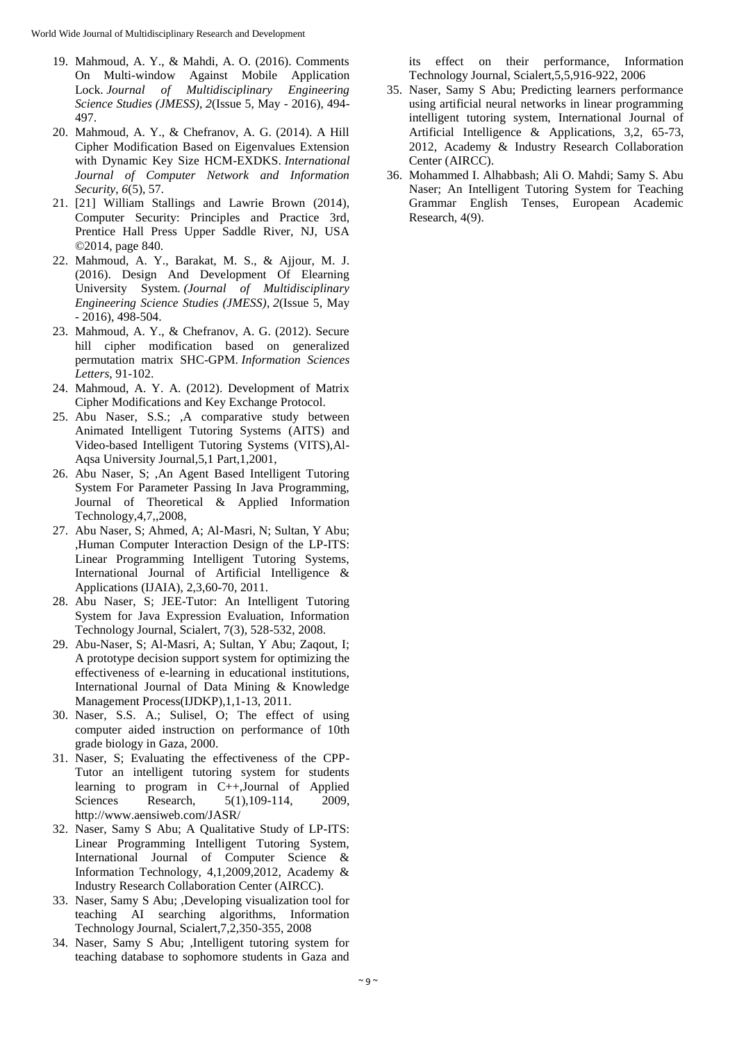19. Mahmoud, A. Y., & Mahdi, A. O. (2016). Comments On Multi-window Against Mobile Application Lock. *Journal of Multidisciplinary Engineering Science Studies (JMESS)*, *2*(Issue 5, May - 2016), 494-497.
20. Mahmoud, A. Y., & Chefranov, A. G. (2014). A Hill Cipher Modification Based on Eigenvalues Extension with Dynamic Key Size HCM-EXDKS. *International Journal of Computer Network and Information Security*, *6*(5), 57.
21. [21] William Stallings and Lawrie Brown (2014), Computer Security: Principles and Practice 3rd, Prentice Hall Press Upper Saddle River, NJ, USA ©2014, page 840.
22. Mahmoud, A. Y., Barakat, M. S., & Ajjour, M. J. (2016). Design And Development Of Elearning University System. *(Journal of Multidisciplinary Engineering Science Studies (JMESS)*, *2*(Issue 5, May - 2016), 498-504.
23. Mahmoud, A. Y., & Chefranov, A. G. (2012). Secure hill cipher modification based on generalized permutation matrix SHC-GPM. *Information Sciences Letters*, 91-102.
24. Mahmoud, A. Y. A. (2012). Development of Matrix Cipher Modifications and Key Exchange Protocol.
25. Abu Naser, S.S.; ,A comparative study between Animated Intelligent Tutoring Systems (AITS) and Video-based Intelligent Tutoring Systems (VITS),Al-Aqsa University Journal,5,1 Part,1,2001,
26. Abu Naser, S; ,An Agent Based Intelligent Tutoring System For Parameter Passing In Java Programming, Journal of Theoretical & Applied Information Technology,4,7,,2008,
27. Abu Naser, S; Ahmed, A; Al-Masri, N; Sultan, Y Abu; ,Human Computer Interaction Design of the LP-ITS: Linear Programming Intelligent Tutoring Systems, International Journal of Artificial Intelligence & Applications (IJAIA), 2,3,60-70, 2011.
28. Abu Naser, S; JEE-Tutor: An Intelligent Tutoring System for Java Expression Evaluation, Information Technology Journal, Scialert, 7(3), 528-532, 2008.
29. Abu-Naser, S; Al-Masri, A; Sultan, Y Abu; Zaqout, I; A prototype decision support system for optimizing the effectiveness of e-learning in educational institutions, International Journal of Data Mining & Knowledge Management Process(IJDKP),1,1-13, 2011.
30. Naser, S.S. A.; Sulisel, O; The effect of using computer aided instruction on performance of 10th grade biology in Gaza, 2000.
31. Naser, S; Evaluating the effectiveness of the CPP-Tutor an intelligent tutoring system for students learning to program in C++,Journal of Applied Sciences Research, 5(1),109-114, 2009, http://www.aensiweb.com/JASR/
32. Naser, Samy S Abu; A Qualitative Study of LP-ITS: Linear Programming Intelligent Tutoring System, International Journal of Computer Science & Information Technology, 4,1,2009,2012, Academy & Industry Research Collaboration Center (AIRCC).
33. Naser, Samy S Abu; ,Developing visualization tool for teaching AI searching algorithms, Information Technology Journal, Scialert,7,2,350-355, 2008
34. Naser, Samy S Abu; ,Intelligent tutoring system for teaching database to sophomore students in Gaza and its effect on their performance, Information Technology Journal, Scialert,5,5,916-922, 2006
35. Naser, Samy S Abu; Predicting learners performance using artificial neural networks in linear programming intelligent tutoring system, International Journal of Artificial Intelligence & Applications, 3,2, 65-73, 2012, Academy & Industry Research Collaboration Center (AIRCC).
36. Mohammed I. Alhabbash; Ali O. Mahdi; Samy S. Abu Naser; An Intelligent Tutoring System for Teaching Grammar English Tenses, European Academic Research, 4(9).